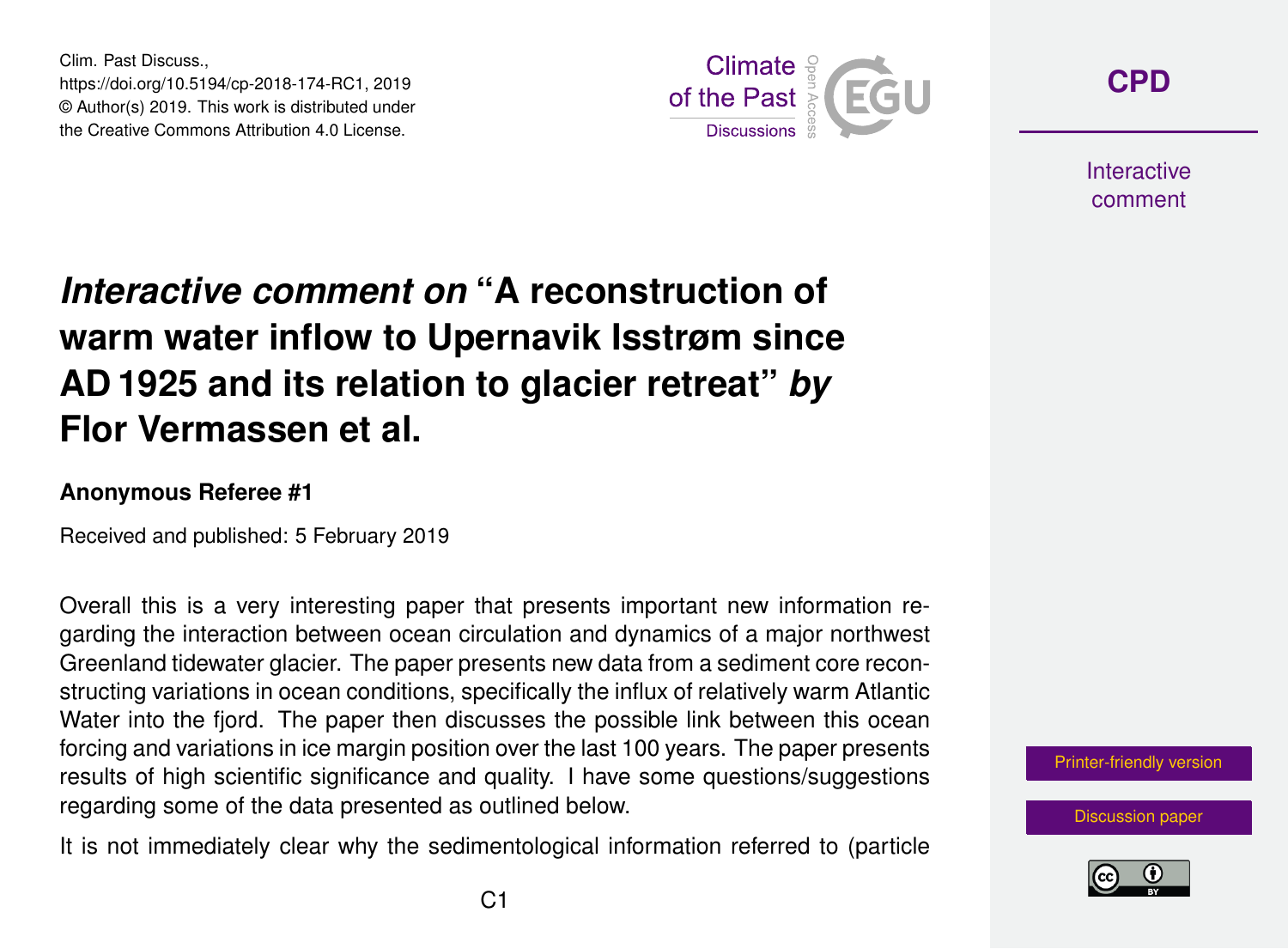# *Interactive comment on* "A reconstruction of warm water inflow to Upernavik Isstrøm since AD 1925 and its relation to glacier retreat" *by* Flor Vermassen et al.

**Anonymous Referee #1**

Received and published: 5 February 2019

Overall this is a very interesting paper that presents important new information regarding the interaction between ocean circulation and dynamics of a major northwest Greenland tidewater glacier. The paper presents new data from a sediment core reconstructing variations in ocean conditions, specifically the influx of relatively warm Atlantic Water into the fjord. The paper then discusses the possible link between this ocean forcing and variations in ice margin position over the last 100 years. The paper presents results of high scientific significance and quality. I have some questions/suggestions regarding some of the data presented as outlined below.

It is not immediately clear why the sedimentological information referred to (particle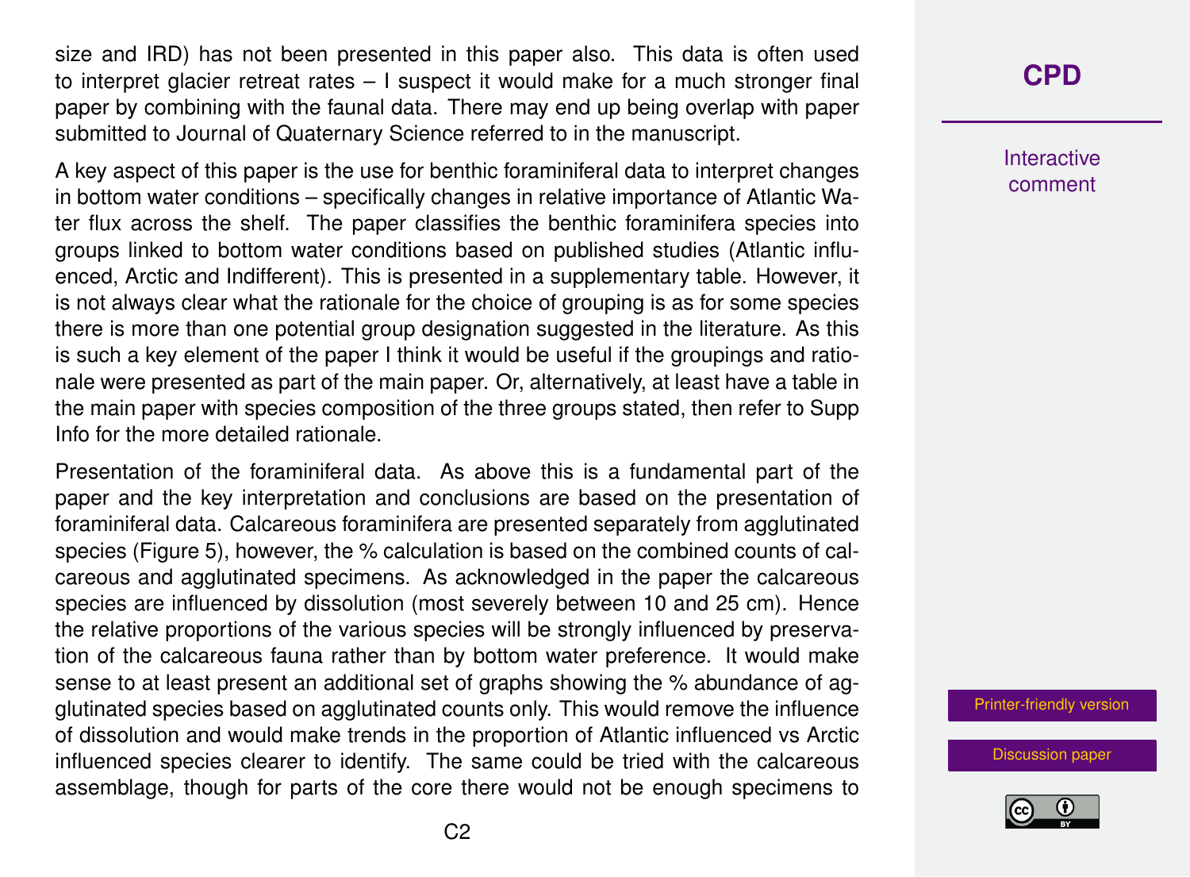size and IRD) has not been presented in this paper also. This data is often used to interpret glacier retreat rates – I suspect it would make for a much stronger final paper by combining with the faunal data. There may end up being overlap with paper submitted to Journal of Quaternary Science referred to in the manuscript.

A key aspect of this paper is the use for benthic foraminiferal data to interpret changes in bottom water conditions – specifically changes in relative importance of Atlantic Water flux across the shelf. The paper classifies the benthic foraminifera species into groups linked to bottom water conditions based on published studies (Atlantic influenced, Arctic and Indifferent). This is presented in a supplementary table. However, it is not always clear what the rationale for the choice of grouping is as for some species there is more than one potential group designation suggested in the literature. As this is such a key element of the paper I think it would be useful if the groupings and rationale were presented as part of the main paper. Or, alternatively, at least have a table in the main paper with species composition of the three groups stated, then refer to Supp Info for the more detailed rationale.

Presentation of the foraminiferal data. As above this is a fundamental part of the paper and the key interpretation and conclusions are based on the presentation of foraminiferal data. Calcareous foraminifera are presented separately from agglutinated species (Figure 5), however, the % calculation is based on the combined counts of calcareous and agglutinated specimens. As acknowledged in the paper the calcareous species are influenced by dissolution (most severely between 10 and 25 cm). Hence the relative proportions of the various species will be strongly influenced by preservation of the calcareous fauna rather than by bottom water preference. It would make sense to at least present an additional set of graphs showing the % abundance of agglutinated species based on agglutinated counts only. This would remove the influence of dissolution and would make trends in the proportion of Atlantic influenced vs Arctic influenced species clearer to identify. The same could be tried with the calcareous assemblage, though for parts of the core there would not be enough specimens to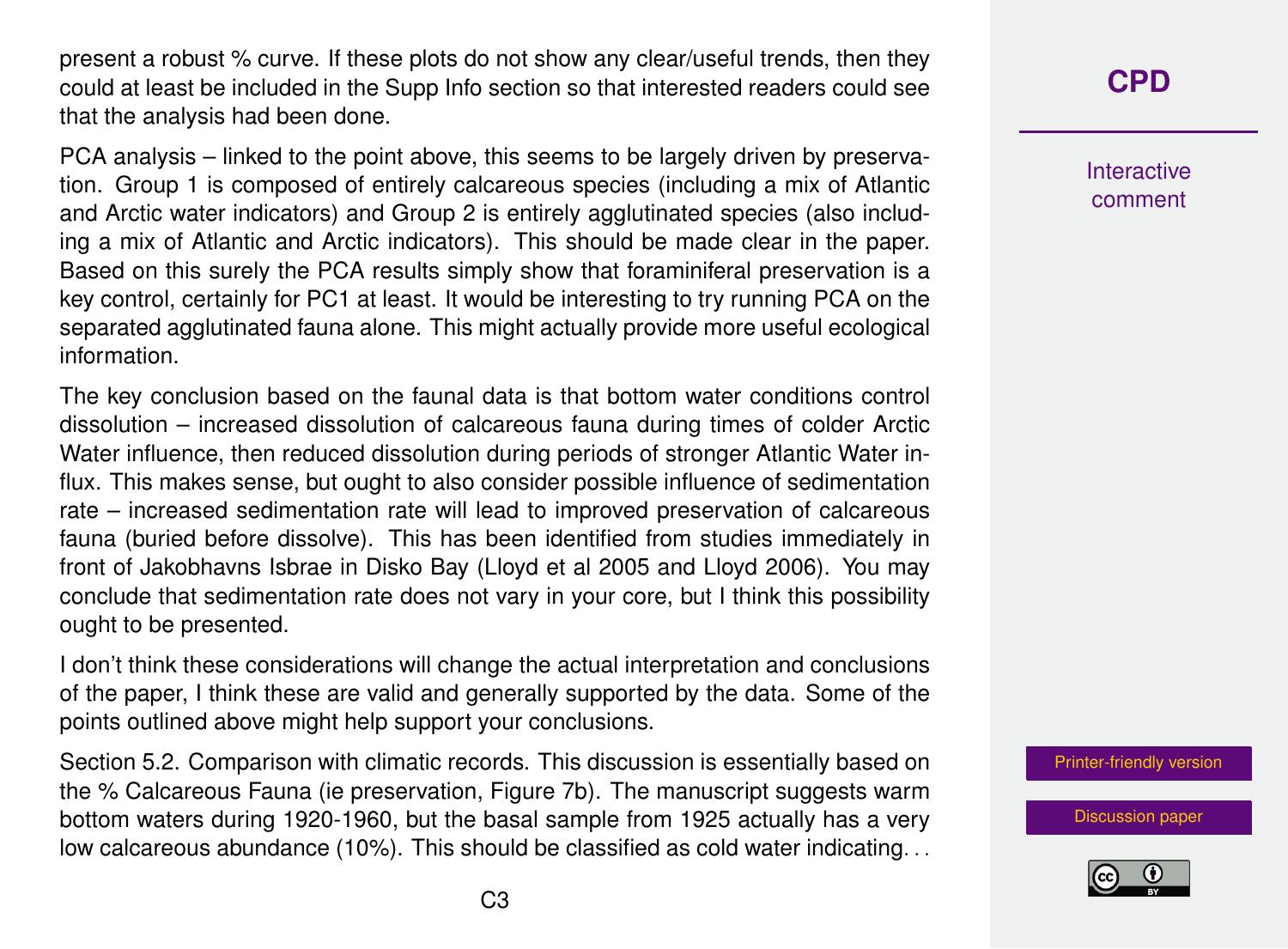present a robust % curve. If these plots do not show any clear/useful trends, then they could at least be included in the Supp Info section so that interested readers could see that the analysis had been done.

PCA analysis – linked to the point above, this seems to be largely driven by preservation. Group 1 is composed of entirely calcareous species (including a mix of Atlantic and Arctic water indicators) and Group 2 is entirely agglutinated species (also including a mix of Atlantic and Arctic indicators). This should be made clear in the paper. Based on this surely the PCA results simply show that foraminiferal preservation is a key control, certainly for PC1 at least. It would be interesting to try running PCA on the separated agglutinated fauna alone. This might actually provide more useful ecological information.

The key conclusion based on the faunal data is that bottom water conditions control dissolution – increased dissolution of calcareous fauna during times of colder Arctic Water influence, then reduced dissolution during periods of stronger Atlantic Water influx. This makes sense, but ought to also consider possible influence of sedimentation rate – increased sedimentation rate will lead to improved preservation of calcareous fauna (buried before dissolve). This has been identified from studies immediately in front of Jakobhavns Isbrae in Disko Bay (Lloyd et al 2005 and Lloyd 2006). You may conclude that sedimentation rate does not vary in your core, but I think this possibility ought to be presented.

I don't think these considerations will change the actual interpretation and conclusions of the paper, I think these are valid and generally supported by the data. Some of the points outlined above might help support your conclusions.

Section 5.2. Comparison with climatic records. This discussion is essentially based on the % Calcareous Fauna (ie preservation, Figure 7b). The manuscript suggests warm bottom waters during 1920-1960, but the basal sample from 1925 actually has a very low calcareous abundance (10%). This should be classified as cold water indicating...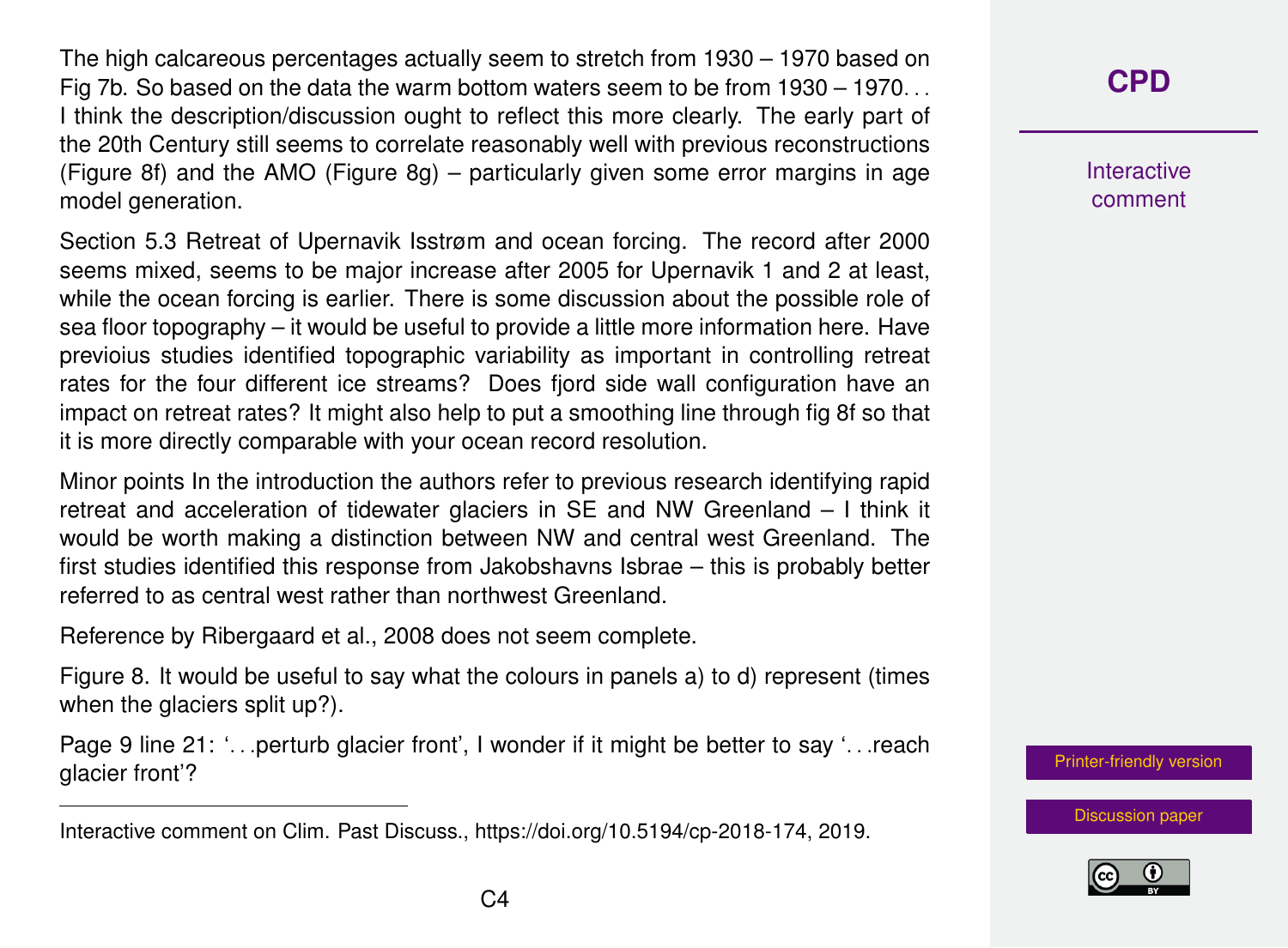The high calcareous percentages actually seem to stretch from 1930 – 1970 based on Fig 7b. So based on the data the warm bottom waters seem to be from 1930 – 1970. . . I think the description/discussion ought to reflect this more clearly. The early part of the 20th Century still seems to correlate reasonably well with previous reconstructions (Figure 8f) and the AMO (Figure 8g) – particularly given some error margins in age model generation.

Section 5.3 Retreat of Upernavik Isstrøm and ocean forcing. The record after 2000 seems mixed, seems to be major increase after 2005 for Upernavik 1 and 2 at least, while the ocean forcing is earlier. There is some discussion about the possible role of sea floor topography – it would be useful to provide a little more information here. Have previoius studies identified topographic variability as important in controlling retreat rates for the four different ice streams? Does fjord side wall configuration have an impact on retreat rates? It might also help to put a smoothing line through fig 8f so that it is more directly comparable with your ocean record resolution.

Minor points In the introduction the authors refer to previous research identifying rapid retreat and acceleration of tidewater glaciers in SE and NW Greenland – I think it would be worth making a distinction between NW and central west Greenland. The first studies identified this response from Jakobshavns Isbrae – this is probably better referred to as central west rather than northwest Greenland.

Reference by Ribergaard et al., 2008 does not seem complete.

Figure 8. It would be useful to say what the colours in panels a) to d) represent (times when the glaciers split up?).

Page 9 line 21: '. . .perturb glacier front', I wonder if it might be better to say '. . .reach glacier front'?

---

Interactive comment on Clim. Past Discuss., https://doi.org/10.5194/cp-2018-174, 2019.